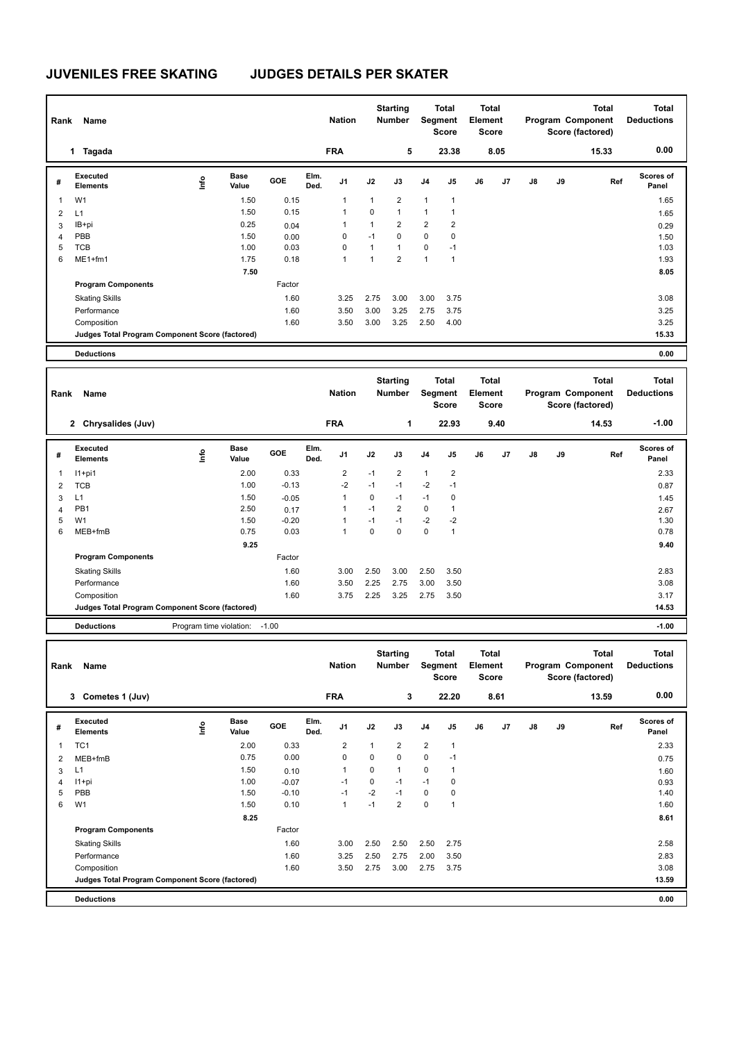# JUVENILES FREE SKATING JUDGES DETAILS PER SKATER

| Rank | Name | Nation | Starting Number | Total Segment Score | Total Element Score | Total Program Component Score (factored) | Total Deductions |
|---|---|---|---|---|---|---|---|
| 1 | Tagada | FRA | 5 | 23.38 | 8.05 | 15.33 | 0.00 |

| # | Executed Elements | Info | Base Value | GOE | Elm. Ded. | J1 | J2 | J3 | J4 | J5 | J6 | J7 | J8 | J9 | Ref | Scores of Panel |
|---|---|---|---|---|---|---|---|---|---|---|---|---|---|---|---|---|
| 1 | W1 | | 1.50 | 0.15 | | 1 | 1 | 2 | 1 | 1 | | | | | | 1.65 |
| 2 | L1 | | 1.50 | 0.15 | | 1 | 0 | 1 | 1 | 1 | | | | | | 1.65 |
| 3 | IB+pi | | 0.25 | 0.04 | | 1 | 1 | 2 | 2 | 2 | | | | | | 0.29 |
| 4 | PBB | | 1.50 | 0.00 | | 0 | -1 | 0 | 0 | 0 | | | | | | 1.50 |
| 5 | TCB | | 1.00 | 0.03 | | 0 | 1 | 1 | 0 | -1 | | | | | | 1.03 |
| 6 | ME1+fm1 | | 1.75 | 0.18 | | 1 | 1 | 2 | 1 | 1 | | | | | | 1.93 |
| | | | 7.50 | | | | | | | | | | | | | 8.05 |
| | **Program Components** | | | Factor | | | | | | | | | | | | |
| | Skating Skills | | | 1.60 | | 3.25 | 2.75 | 3.00 | 3.00 | 3.75 | | | | | | 3.08 |
| | Performance | | | 1.60 | | 3.50 | 3.00 | 3.25 | 2.75 | 3.75 | | | | | | 3.25 |
| | Composition | | | 1.60 | | 3.50 | 3.00 | 3.25 | 2.50 | 4.00 | | | | | | 3.25 |
| | **Judges Total Program Component Score (factored)** | | | | | | | | | | | | | | | 15.33 |
| | **Deductions** | | | | | | | | | | | | | | | 0.00 |

| Rank | Name | Nation | Starting Number | Total Segment Score | Total Element Score | Total Program Component Score (factored) | Total Deductions |
|---|---|---|---|---|---|---|---|
| 2 | Chrysalides (Juv) | FRA | 1 | 22.93 | 9.40 | 14.53 | -1.00 |

| # | Executed Elements | Info | Base Value | GOE | Elm. Ded. | J1 | J2 | J3 | J4 | J5 | J6 | J7 | J8 | J9 | Ref | Scores of Panel |
|---|---|---|---|---|---|---|---|---|---|---|---|---|---|---|---|---|
| 1 | I1+pi1 | | 2.00 | 0.33 | | 2 | -1 | 2 | 1 | 2 | | | | | | 2.33 |
| 2 | TCB | | 1.00 | -0.13 | | -2 | -1 | -1 | -2 | -1 | | | | | | 0.87 |
| 3 | L1 | | 1.50 | -0.05 | | 1 | 0 | -1 | -1 | 0 | | | | | | 1.45 |
| 4 | PB1 | | 2.50 | 0.17 | | 1 | -1 | 2 | 0 | 1 | | | | | | 2.67 |
| 5 | W1 | | 1.50 | -0.20 | | 1 | -1 | -1 | -2 | -2 | | | | | | 1.30 |
| 6 | MEB+fmB | | 0.75 | 0.03 | | 1 | 0 | 0 | 0 | 1 | | | | | | 0.78 |
| | | | 9.25 | | | | | | | | | | | | | 9.40 |
| | **Program Components** | | | Factor | | | | | | | | | | | | |
| | Skating Skills | | | 1.60 | | 3.00 | 2.50 | 3.00 | 2.50 | 3.50 | | | | | | 2.83 |
| | Performance | | | 1.60 | | 3.50 | 2.25 | 2.75 | 3.00 | 3.50 | | | | | | 3.08 |
| | Composition | | | 1.60 | | 3.75 | 2.25 | 3.25 | 2.75 | 3.50 | | | | | | 3.17 |
| | **Judges Total Program Component Score (factored)** | | | | | | | | | | | | | | | 14.53 |
| | **Deductions** | Program time violation: | -1.00 | | | | | | | | | | | | | -1.00 |

| Rank | Name | Nation | Starting Number | Total Segment Score | Total Element Score | Total Program Component Score (factored) | Total Deductions |
|---|---|---|---|---|---|---|---|
| 3 | Cometes 1 (Juv) | FRA | 3 | 22.20 | 8.61 | 13.59 | 0.00 |

| # | Executed Elements | Info | Base Value | GOE | Elm. Ded. | J1 | J2 | J3 | J4 | J5 | J6 | J7 | J8 | J9 | Ref | Scores of Panel |
|---|---|---|---|---|---|---|---|---|---|---|---|---|---|---|---|---|
| 1 | TC1 | | 2.00 | 0.33 | | 2 | 1 | 2 | 2 | 1 | | | | | | 2.33 |
| 2 | MEB+fmB | | 0.75 | 0.00 | | 0 | 0 | 0 | 0 | -1 | | | | | | 0.75 |
| 3 | L1 | | 1.50 | 0.10 | | 1 | 0 | 1 | 0 | 1 | | | | | | 1.60 |
| 4 | I1+pi | | 1.00 | -0.07 | | -1 | 0 | -1 | -1 | 0 | | | | | | 0.93 |
| 5 | PBB | | 1.50 | -0.10 | | -1 | -2 | -1 | 0 | 0 | | | | | | 1.40 |
| 6 | W1 | | 1.50 | 0.10 | | 1 | -1 | 2 | 0 | 1 | | | | | | 1.60 |
| | | | 8.25 | | | | | | | | | | | | | 8.61 |
| | **Program Components** | | | Factor | | | | | | | | | | | | |
| | Skating Skills | | | 1.60 | | 3.00 | 2.50 | 2.50 | 2.50 | 2.75 | | | | | | 2.58 |
| | Performance | | | 1.60 | | 3.25 | 2.50 | 2.75 | 2.00 | 3.50 | | | | | | 2.83 |
| | Composition | | | 1.60 | | 3.50 | 2.75 | 3.00 | 2.75 | 3.75 | | | | | | 3.08 |
| | **Judges Total Program Component Score (factored)** | | | | | | | | | | | | | | | 13.59 |
| | **Deductions** | | | | | | | | | | | | | | | 0.00 |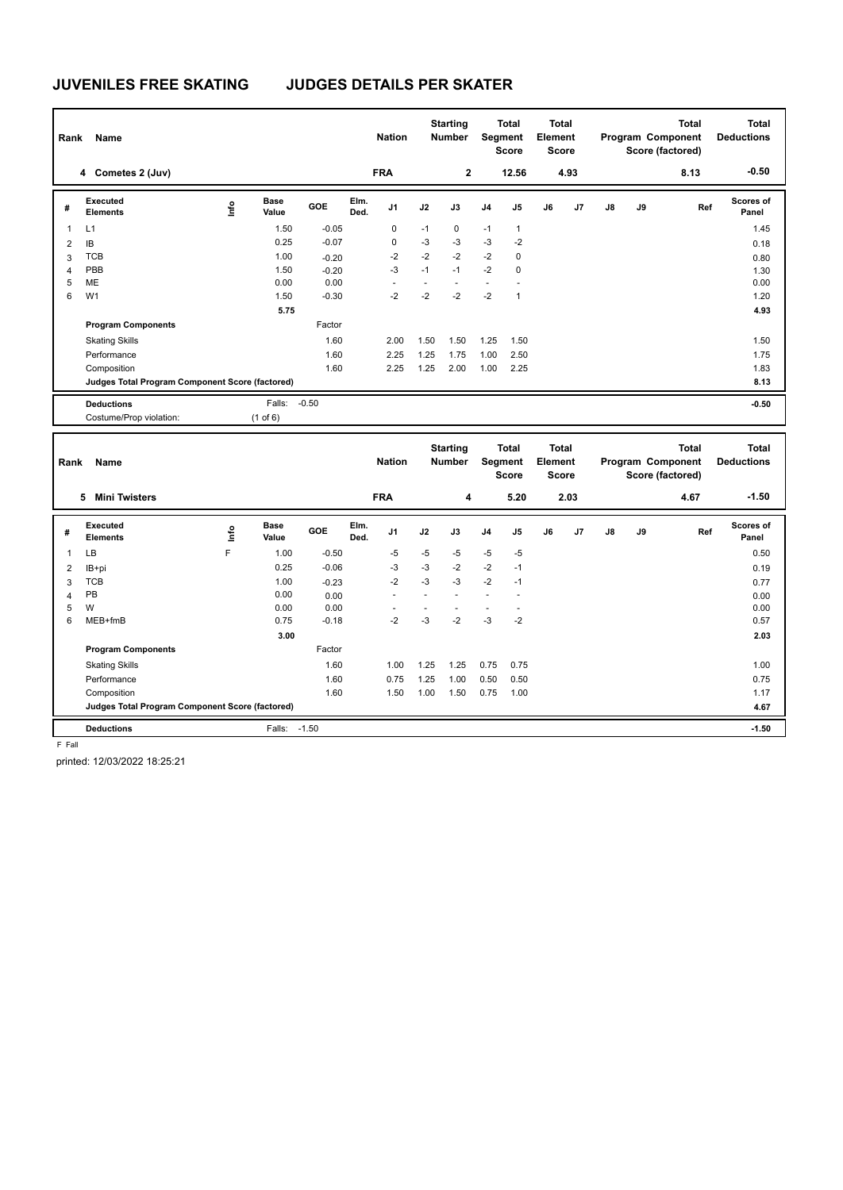# JUVENILES FREE SKATING JUDGES DETAILS PER SKATER

| Rank | Name | Nation | Starting Number | Total Segment Score | Total Element Score | Total Program Component Score (factored) | Total Deductions |
|---|---|---|---|---|---|---|---|
| 4 | Cometes 2 (Juv) | FRA | 2 | 12.56 | 4.93 | 8.13 | -0.50 |

| # | Executed Elements | Info | Base Value | GOE | Elm. Ded. | J1 | J2 | J3 | J4 | J5 | J6 | J7 | J8 | J9 | Ref | Scores of Panel |
|---|---|---|---|---|---|---|---|---|---|---|---|---|---|---|---|---|
| 1 | L1 | | 1.50 | -0.05 | | 0 | -1 | 0 | -1 | 1 | | | | | | 1.45 |
| 2 | IB | | 0.25 | -0.07 | | 0 | -3 | -3 | -3 | -2 | | | | | | 0.18 |
| 3 | TCB | | 1.00 | -0.20 | | -2 | -2 | -2 | -2 | 0 | | | | | | 0.80 |
| 4 | PBB | | 1.50 | -0.20 | | -3 | -1 | -1 | -2 | 0 | | | | | | 1.30 |
| 5 | ME | | 0.00 | 0.00 | | - | - | - | - | - | | | | | | 0.00 |
| 6 | W1 | | 1.50 | -0.30 | | -2 | -2 | -2 | -2 | 1 | | | | | | 1.20 |
| | | | 5.75 | | | | | | | | | | | | | 4.93 |
| | **Program Components** | | | Factor | | | | | | | | | | | | |
| | Skating Skills | | | 1.60 | | 2.00 | 1.50 | 1.50 | 1.25 | 1.50 | | | | | | 1.50 |
| | Performance | | | 1.60 | | 2.25 | 1.25 | 1.75 | 1.00 | 2.50 | | | | | | 1.75 |
| | Composition | | | 1.60 | | 2.25 | 1.25 | 2.00 | 1.00 | 2.25 | | | | | | 1.83 |
| | **Judges Total Program Component Score (factored)** | | | | | | | | | | | | | | | 8.13 |
| | **Deductions** | | Falls: | -0.50 | | | | | | | | | | | | -0.50 |
| | Costume/Prop violation: | | (1 of 6) | | | | | | | | | | | | | |

| Rank | Name | Nation | Starting Number | Total Segment Score | Total Element Score | Total Program Component Score (factored) | Total Deductions |
|---|---|---|---|---|---|---|---|
| 5 | Mini Twisters | FRA | 4 | 5.20 | 2.03 | 4.67 | -1.50 |

| # | Executed Elements | Info | Base Value | GOE | Elm. Ded. | J1 | J2 | J3 | J4 | J5 | J6 | J7 | J8 | J9 | Ref | Scores of Panel |
|---|---|---|---|---|---|---|---|---|---|---|---|---|---|---|---|---|
| 1 | LB | F | 1.00 | -0.50 | | -5 | -5 | -5 | -5 | -5 | | | | | | 0.50 |
| 2 | IB+pi | | 0.25 | -0.06 | | -3 | -3 | -2 | -2 | -1 | | | | | | 0.19 |
| 3 | TCB | | 1.00 | -0.23 | | -2 | -3 | -3 | -2 | -1 | | | | | | 0.77 |
| 4 | PB | | 0.00 | 0.00 | | - | - | - | - | - | | | | | | 0.00 |
| 5 | W | | 0.00 | 0.00 | | - | - | - | - | - | | | | | | 0.00 |
| 6 | MEB+fmB | | 0.75 | -0.18 | | -2 | -3 | -2 | -3 | -2 | | | | | | 0.57 |
| | | | 3.00 | | | | | | | | | | | | | 2.03 |
| | **Program Components** | | | Factor | | | | | | | | | | | | |
| | Skating Skills | | | 1.60 | | 1.00 | 1.25 | 1.25 | 0.75 | 0.75 | | | | | | 1.00 |
| | Performance | | | 1.60 | | 0.75 | 1.25 | 1.00 | 0.50 | 0.50 | | | | | | 0.75 |
| | Composition | | | 1.60 | | 1.50 | 1.00 | 1.50 | 0.75 | 1.00 | | | | | | 1.17 |
| | **Judges Total Program Component Score (factored)** | | | | | | | | | | | | | | | 4.67 |
| | **Deductions** | | Falls: | -1.50 | | | | | | | | | | | | -1.50 |

F Fall

printed: 12/03/2022 18:25:21